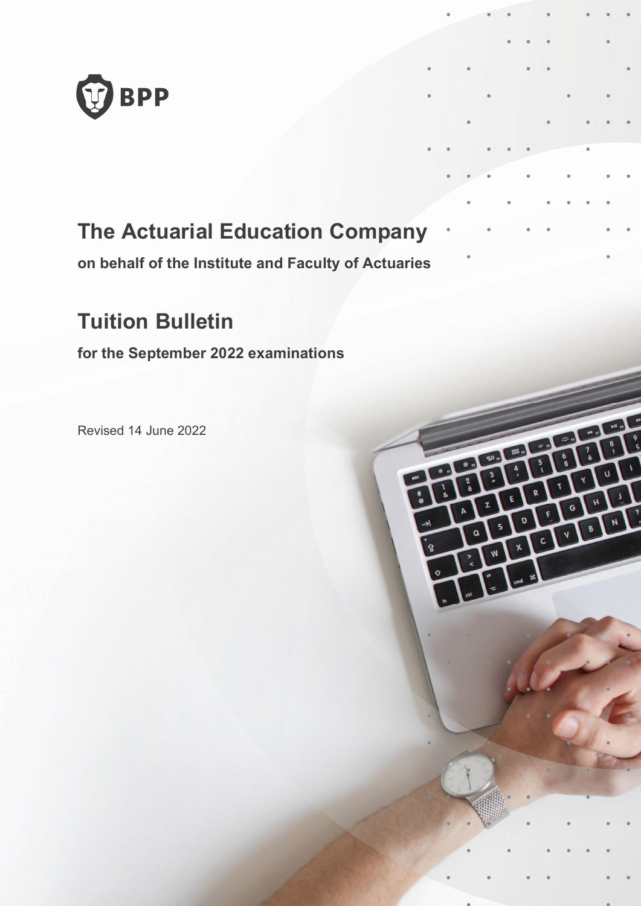BPP

# The Actuarial Education Company

**on behalf of the Institute and Faculty of Actuaries**

# Tuition Bulletin

**for the September 2022 examinations**

Revised 14 June 2022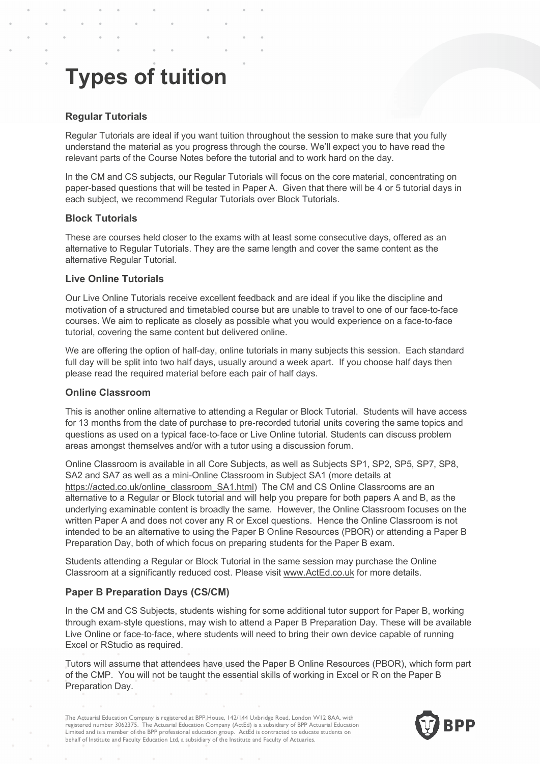# Types of tuition

### Regular Tutorials

Regular Tutorials are ideal if you want tuition throughout the session to make sure that you fully understand the material as you progress through the course. We'll expect you to have read the relevant parts of the Course Notes before the tutorial and to work hard on the day.

In the CM and CS subjects, our Regular Tutorials will focus on the core material, concentrating on paper-based questions that will be tested in Paper A. Given that there will be 4 or 5 tutorial days in each subject, we recommend Regular Tutorials over Block Tutorials.

### Block Tutorials

These are courses held closer to the exams with at least some consecutive days, offered as an alternative to Regular Tutorials. They are the same length and cover the same content as the alternative Regular Tutorial.

### Live Online Tutorials

Our Live Online Tutorials receive excellent feedback and are ideal if you like the discipline and motivation of a structured and timetabled course but are unable to travel to one of our face-to-face courses. We aim to replicate as closely as possible what you would experience on a face-to-face tutorial, covering the same content but delivered online.

We are offering the option of half-day, online tutorials in many subjects this session. Each standard full day will be split into two half days, usually around a week apart. If you choose half days then please read the required material before each pair of half days.

### Online Classroom

This is another online alternative to attending a Regular or Block Tutorial. Students will have access for 13 months from the date of purchase to pre-recorded tutorial units covering the same topics and questions as used on a typical face-to-face or Live Online tutorial. Students can discuss problem areas amongst themselves and/or with a tutor using a discussion forum.

Online Classroom is available in all Core Subjects, as well as Subjects SP1, SP2, SP5, SP7, SP8, SA2 and SA7 as well as a mini-Online Classroom in Subject SA1 (more details at https://acted.co.uk/online_classroom_SA1.html) The CM and CS Online Classrooms are an alternative to a Regular or Block tutorial and will help you prepare for both papers A and B, as the underlying examinable content is broadly the same. However, the Online Classroom focuses on the written Paper A and does not cover any R or Excel questions. Hence the Online Classroom is not intended to be an alternative to using the Paper B Online Resources (PBOR) or attending a Paper B Preparation Day, both of which focus on preparing students for the Paper B exam.

Students attending a Regular or Block Tutorial in the same session may purchase the Online Classroom at a significantly reduced cost. Please visit www.ActEd.co.uk for more details.

### Paper B Preparation Days (CS/CM)

In the CM and CS Subjects, students wishing for some additional tutor support for Paper B, working through exam-style questions, may wish to attend a Paper B Preparation Day. These will be available Live Online or face-to-face, where students will need to bring their own device capable of running Excel or RStudio as required.

Tutors will assume that attendees have used the Paper B Online Resources (PBOR), which form part of the CMP. You will not be taught the essential skills of working in Excel or R on the Paper B Preparation Day.

The Actuarial Education Company is registered at BPP House, 142/144 Uxbridge Road, London W12 8AA, with registered number 3062375. The Actuarial Education Company (ActEd) is a subsidiary of BPP Actuarial Education Limited and is a member of the BPP professional education group. ActEd is contracted to educate students on behalf of Institute and Faculty Education Ltd, a subsidiary of the Institute and Faculty of Actuaries.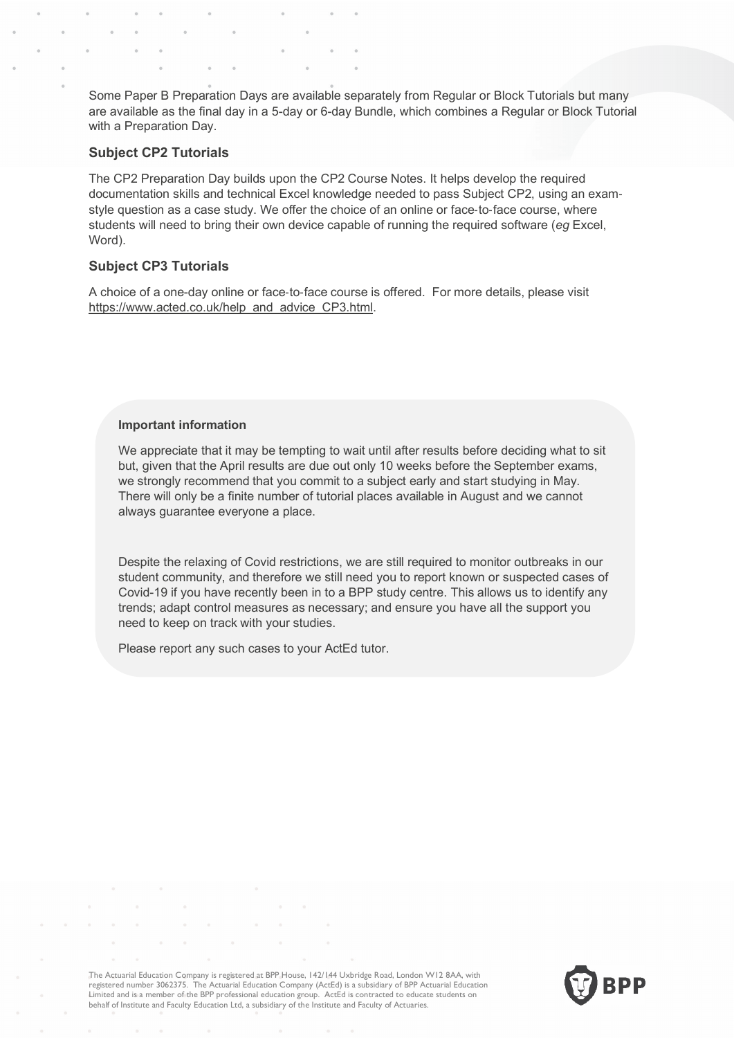Some Paper B Preparation Days are available separately from Regular or Block Tutorials but many are available as the final day in a 5-day or 6-day Bundle, which combines a Regular or Block Tutorial with a Preparation Day.

### Subject CP2 Tutorials

The CP2 Preparation Day builds upon the CP2 Course Notes. It helps develop the required documentation skills and technical Excel knowledge needed to pass Subject CP2, using an exam-style question as a case study. We offer the choice of an online or face-to-face course, where students will need to bring their own device capable of running the required software (*eg* Excel, Word).

### Subject CP3 Tutorials

A choice of a one-day online or face-to-face course is offered. For more details, please visit https://www.acted.co.uk/help_and_advice_CP3.html.

**Important information**

We appreciate that it may be tempting to wait until after results before deciding what to sit but, given that the April results are due out only 10 weeks before the September exams, we strongly recommend that you commit to a subject early and start studying in May. There will only be a finite number of tutorial places available in August and we cannot always guarantee everyone a place.

Despite the relaxing of Covid restrictions, we are still required to monitor outbreaks in our student community, and therefore we still need you to report known or suspected cases of Covid-19 if you have recently been in to a BPP study centre. This allows us to identify any trends; adapt control measures as necessary; and ensure you have all the support you need to keep on track with your studies.

Please report any such cases to your ActEd tutor.

The Actuarial Education Company is registered at BPP House, 142/144 Uxbridge Road, London W12 8AA, with registered number 3062375. The Actuarial Education Company (ActEd) is a subsidiary of BPP Actuarial Education Limited and is a member of the BPP professional education group. ActEd is contracted to educate students on behalf of Institute and Faculty Education Ltd, a subsidiary of the Institute and Faculty of Actuaries.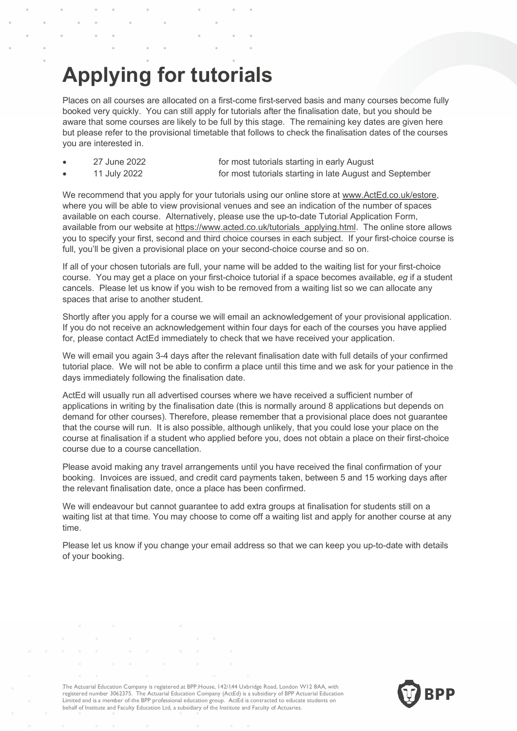# Applying for tutorials

Places on all courses are allocated on a first-come first-served basis and many courses become fully booked very quickly. You can still apply for tutorials after the finalisation date, but you should be aware that some courses are likely to be full by this stage. The remaining key dates are given here but please refer to the provisional timetable that follows to check the finalisation dates of the courses you are interested in.

- 27 June 2022 — for most tutorials starting in early August
- 11 July 2022 — for most tutorials starting in late August and September

We recommend that you apply for your tutorials using our online store at www.ActEd.co.uk/estore, where you will be able to view provisional venues and see an indication of the number of spaces available on each course. Alternatively, please use the up-to-date Tutorial Application Form, available from our website at https://www.acted.co.uk/tutorials_applying.html. The online store allows you to specify your first, second and third choice courses in each subject. If your first-choice course is full, you'll be given a provisional place on your second-choice course and so on.

If all of your chosen tutorials are full, your name will be added to the waiting list for your first-choice course. You may get a place on your first-choice tutorial if a space becomes available, *eg* if a student cancels. Please let us know if you wish to be removed from a waiting list so we can allocate any spaces that arise to another student.

Shortly after you apply for a course we will email an acknowledgement of your provisional application. If you do not receive an acknowledgement within four days for each of the courses you have applied for, please contact ActEd immediately to check that we have received your application.

We will email you again 3-4 days after the relevant finalisation date with full details of your confirmed tutorial place. We will not be able to confirm a place until this time and we ask for your patience in the days immediately following the finalisation date.

ActEd will usually run all advertised courses where we have received a sufficient number of applications in writing by the finalisation date (this is normally around 8 applications but depends on demand for other courses). Therefore, please remember that a provisional place does not guarantee that the course will run. It is also possible, although unlikely, that you could lose your place on the course at finalisation if a student who applied before you, does not obtain a place on their first-choice course due to a course cancellation.

Please avoid making any travel arrangements until you have received the final confirmation of your booking. Invoices are issued, and credit card payments taken, between 5 and 15 working days after the relevant finalisation date, once a place has been confirmed.

We will endeavour but cannot guarantee to add extra groups at finalisation for students still on a waiting list at that time. You may choose to come off a waiting list and apply for another course at any time.

Please let us know if you change your email address so that we can keep you up-to-date with details of your booking.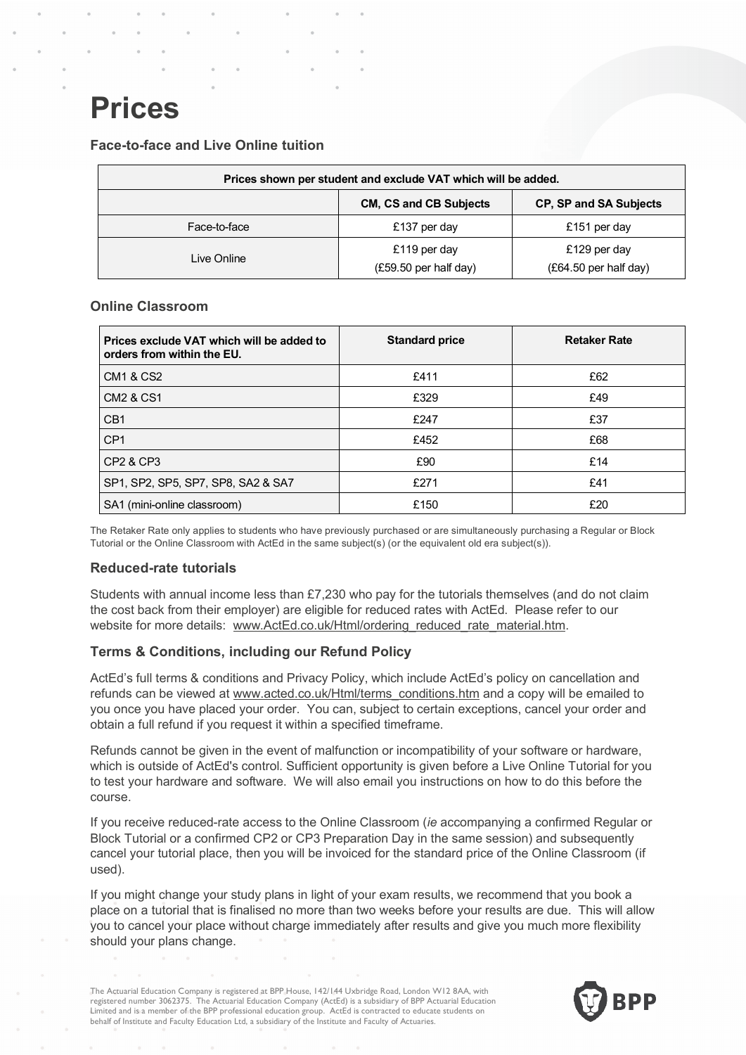# Prices

### Face-to-face and Live Online tuition

| Prices shown per student and exclude VAT which will be added. | | |
|---|---|---|
| | **CM, CS and CB Subjects** | **CP, SP and SA Subjects** |
| Face-to-face | £137 per day | £151 per day |
| Live Online | £119 per day (£59.50 per half day) | £129 per day (£64.50 per half day) |

### Online Classroom

| Prices exclude VAT which will be added to orders from within the EU. | Standard price | Retaker Rate |
|---|---|---|
| CM1 & CS2 | £411 | £62 |
| CM2 & CS1 | £329 | £49 |
| CB1 | £247 | £37 |
| CP1 | £452 | £68 |
| CP2 & CP3 | £90 | £14 |
| SP1, SP2, SP5, SP7, SP8, SA2 & SA7 | £271 | £41 |
| SA1 (mini-online classroom) | £150 | £20 |

The Retaker Rate only applies to students who have previously purchased or are simultaneously purchasing a Regular or Block Tutorial or the Online Classroom with ActEd in the same subject(s) (or the equivalent old era subject(s)).

### Reduced-rate tutorials

Students with annual income less than £7,230 who pay for the tutorials themselves (and do not claim the cost back from their employer) are eligible for reduced rates with ActEd. Please refer to our website for more details: www.ActEd.co.uk/Html/ordering_reduced_rate_material.htm.

### Terms & Conditions, including our Refund Policy

ActEd's full terms & conditions and Privacy Policy, which include ActEd's policy on cancellation and refunds can be viewed at www.acted.co.uk/Html/terms_conditions.htm and a copy will be emailed to you once you have placed your order. You can, subject to certain exceptions, cancel your order and obtain a full refund if you request it within a specified timeframe.

Refunds cannot be given in the event of malfunction or incompatibility of your software or hardware, which is outside of ActEd's control. Sufficient opportunity is given before a Live Online Tutorial for you to test your hardware and software. We will also email you instructions on how to do this before the course.

If you receive reduced-rate access to the Online Classroom (*ie* accompanying a confirmed Regular or Block Tutorial or a confirmed CP2 or CP3 Preparation Day in the same session) and subsequently cancel your tutorial place, then you will be invoiced for the standard price of the Online Classroom (if used).

If you might change your study plans in light of your exam results, we recommend that you book a place on a tutorial that is finalised no more than two weeks before your results are due. This will allow you to cancel your place without charge immediately after results and give you much more flexibility should your plans change.

The Actuarial Education Company is registered at BPP House, 142/144 Uxbridge Road, London W12 8AA, with registered number 3062375. The Actuarial Education Company (ActEd) is a subsidiary of BPP Actuarial Education Limited and is a member of the BPP professional education group. ActEd is contracted to educate students on behalf of Institute and Faculty Education Ltd, a subsidiary of the Institute and Faculty of Actuaries.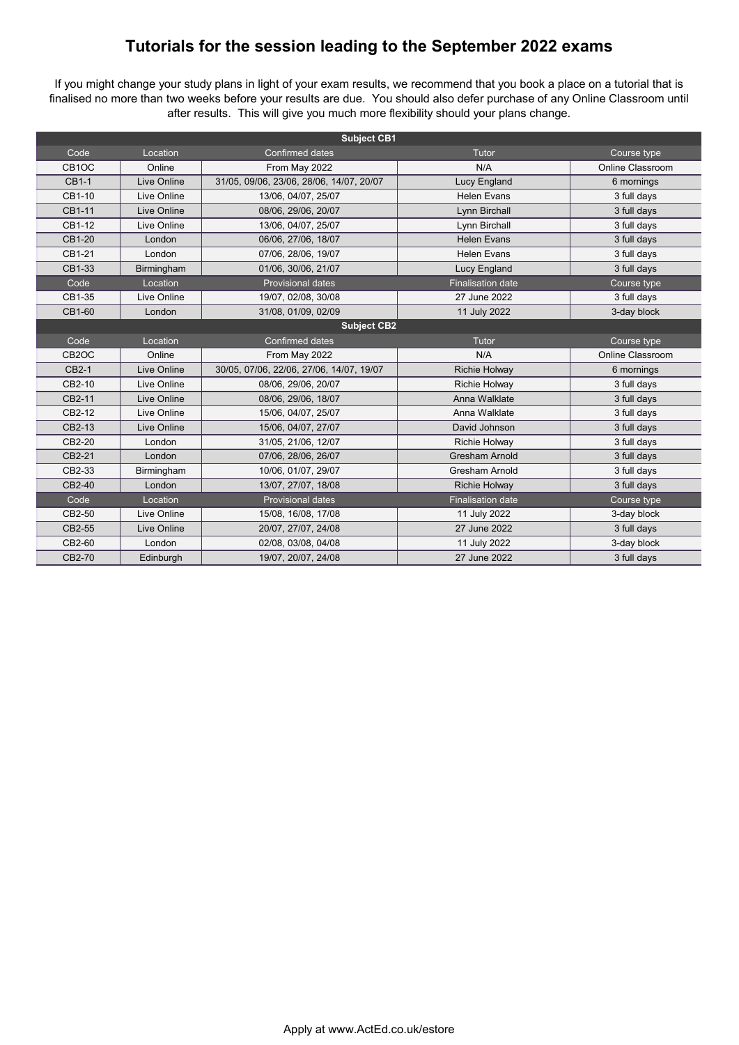# Tutorials for the session leading to the September 2022 exams

If you might change your study plans in light of your exam results, we recommend that you book a place on a tutorial that is finalised no more than two weeks before your results are due. You should also defer purchase of any Online Classroom until after results. This will give you much more flexibility should your plans change.

| Subject CB1 | | | | |
|---|---|---|---|---|
| **Code** | **Location** | **Confirmed dates** | **Tutor** | **Course type** |
| CB1OC | Online | From May 2022 | N/A | Online Classroom |
| CB1-1 | Live Online | 31/05, 09/06, 23/06, 28/06, 14/07, 20/07 | Lucy England | 6 mornings |
| CB1-10 | Live Online | 13/06, 04/07, 25/07 | Helen Evans | 3 full days |
| CB1-11 | Live Online | 08/06, 29/06, 20/07 | Lynn Birchall | 3 full days |
| CB1-12 | Live Online | 13/06, 04/07, 25/07 | Lynn Birchall | 3 full days |
| CB1-20 | London | 06/06, 27/06, 18/07 | Helen Evans | 3 full days |
| CB1-21 | London | 07/06, 28/06, 19/07 | Helen Evans | 3 full days |
| CB1-33 | Birmingham | 01/06, 30/06, 21/07 | Lucy England | 3 full days |
| **Code** | **Location** | **Provisional dates** | **Finalisation date** | **Course type** |
| CB1-35 | Live Online | 19/07, 02/08, 30/08 | 27 June 2022 | 3 full days |
| CB1-60 | London | 31/08, 01/09, 02/09 | 11 July 2022 | 3-day block |

| Subject CB2 | | | | |
|---|---|---|---|---|
| **Code** | **Location** | **Confirmed dates** | **Tutor** | **Course type** |
| CB2OC | Online | From May 2022 | N/A | Online Classroom |
| CB2-1 | Live Online | 30/05, 07/06, 22/06, 27/06, 14/07, 19/07 | Richie Holway | 6 mornings |
| CB2-10 | Live Online | 08/06, 29/06, 20/07 | Richie Holway | 3 full days |
| CB2-11 | Live Online | 08/06, 29/06, 18/07 | Anna Walklate | 3 full days |
| CB2-12 | Live Online | 15/06, 04/07, 25/07 | Anna Walklate | 3 full days |
| CB2-13 | Live Online | 15/06, 04/07, 27/07 | David Johnson | 3 full days |
| CB2-20 | London | 31/05, 21/06, 12/07 | Richie Holway | 3 full days |
| CB2-21 | London | 07/06, 28/06, 26/07 | Gresham Arnold | 3 full days |
| CB2-33 | Birmingham | 10/06, 01/07, 29/07 | Gresham Arnold | 3 full days |
| CB2-40 | London | 13/07, 27/07, 18/08 | Richie Holway | 3 full days |
| **Code** | **Location** | **Provisional dates** | **Finalisation date** | **Course type** |
| CB2-50 | Live Online | 15/08, 16/08, 17/08 | 11 July 2022 | 3-day block |
| CB2-55 | Live Online | 20/07, 27/07, 24/08 | 27 June 2022 | 3 full days |
| CB2-60 | London | 02/08, 03/08, 04/08 | 11 July 2022 | 3-day block |
| CB2-70 | Edinburgh | 19/07, 20/07, 24/08 | 27 June 2022 | 3 full days |

Apply at www.ActEd.co.uk/estore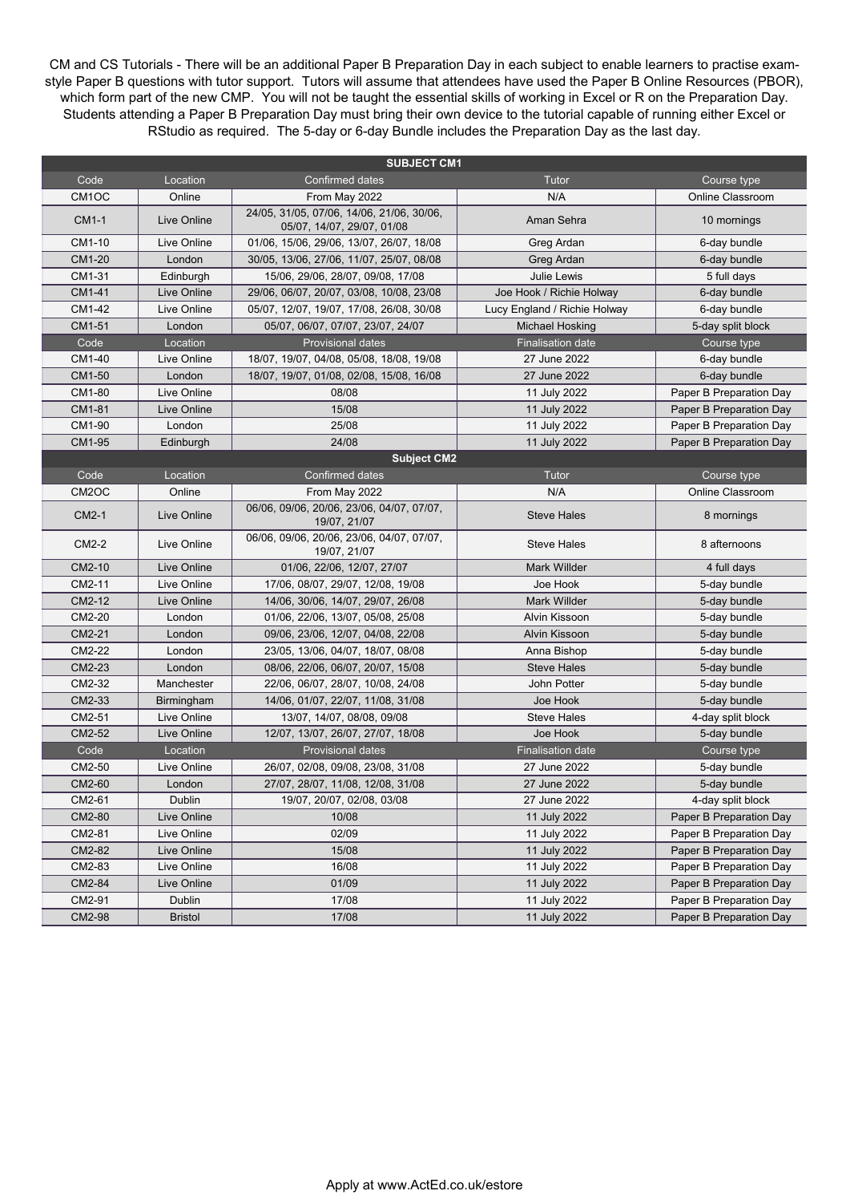CM and CS Tutorials - There will be an additional Paper B Preparation Day in each subject to enable learners to practise exam-style Paper B questions with tutor support. Tutors will assume that attendees have used the Paper B Online Resources (PBOR), which form part of the new CMP. You will not be taught the essential skills of working in Excel or R on the Preparation Day. Students attending a Paper B Preparation Day must bring their own device to the tutorial capable of running either Excel or RStudio as required. The 5-day or 6-day Bundle includes the Preparation Day as the last day.

| SUBJECT CM1 | | | | |
|---|---|---|---|---|
| Code | Location | Confirmed dates | Tutor | Course type |
| CM1OC | Online | From May 2022 | N/A | Online Classroom |
| CM1-1 | Live Online | 24/05, 31/05, 07/06, 14/06, 21/06, 30/06, 05/07, 14/07, 29/07, 01/08 | Aman Sehra | 10 mornings |
| CM1-10 | Live Online | 01/06, 15/06, 29/06, 13/07, 26/07, 18/08 | Greg Ardan | 6-day bundle |
| CM1-20 | London | 30/05, 13/06, 27/06, 11/07, 25/07, 08/08 | Greg Ardan | 6-day bundle |
| CM1-31 | Edinburgh | 15/06, 29/06, 28/07, 09/08, 17/08 | Julie Lewis | 5 full days |
| CM1-41 | Live Online | 29/06, 06/07, 20/07, 03/08, 10/08, 23/08 | Joe Hook / Richie Holway | 6-day bundle |
| CM1-42 | Live Online | 05/07, 12/07, 19/07, 17/08, 26/08, 30/08 | Lucy England / Richie Holway | 6-day bundle |
| CM1-51 | London | 05/07, 06/07, 07/07, 23/07, 24/07 | Michael Hosking | 5-day split block |
| Code | Location | Provisional dates | Finalisation date | Course type |
| CM1-40 | Live Online | 18/07, 19/07, 04/08, 05/08, 18/08, 19/08 | 27 June 2022 | 6-day bundle |
| CM1-50 | London | 18/07, 19/07, 01/08, 02/08, 15/08, 16/08 | 27 June 2022 | 6-day bundle |
| CM1-80 | Live Online | 08/08 | 11 July 2022 | Paper B Preparation Day |
| CM1-81 | Live Online | 15/08 | 11 July 2022 | Paper B Preparation Day |
| CM1-90 | London | 25/08 | 11 July 2022 | Paper B Preparation Day |
| CM1-95 | Edinburgh | 24/08 | 11 July 2022 | Paper B Preparation Day |

| Subject CM2 | | | | |
|---|---|---|---|---|
| Code | Location | Confirmed dates | Tutor | Course type |
| CM2OC | Online | From May 2022 | N/A | Online Classroom |
| CM2-1 | Live Online | 06/06, 09/06, 20/06, 23/06, 04/07, 07/07, 19/07, 21/07 | Steve Hales | 8 mornings |
| CM2-2 | Live Online | 06/06, 09/06, 20/06, 23/06, 04/07, 07/07, 19/07, 21/07 | Steve Hales | 8 afternoons |
| CM2-10 | Live Online | 01/06, 22/06, 12/07, 27/07 | Mark Willder | 4 full days |
| CM2-11 | Live Online | 17/06, 08/07, 29/07, 12/08, 19/08 | Joe Hook | 5-day bundle |
| CM2-12 | Live Online | 14/06, 30/06, 14/07, 29/07, 26/08 | Mark Willder | 5-day bundle |
| CM2-20 | London | 01/06, 22/06, 13/07, 05/08, 25/08 | Alvin Kissoon | 5-day bundle |
| CM2-21 | London | 09/06, 23/06, 12/07, 04/08, 22/08 | Alvin Kissoon | 5-day bundle |
| CM2-22 | London | 23/05, 13/06, 04/07, 18/07, 08/08 | Anna Bishop | 5-day bundle |
| CM2-23 | London | 08/06, 22/06, 06/07, 20/07, 15/08 | Steve Hales | 5-day bundle |
| CM2-32 | Manchester | 22/06, 06/07, 28/07, 10/08, 24/08 | John Potter | 5-day bundle |
| CM2-33 | Birmingham | 14/06, 01/07, 22/07, 11/08, 31/08 | Joe Hook | 5-day bundle |
| CM2-51 | Live Online | 13/07, 14/07, 08/08, 09/08 | Steve Hales | 4-day split block |
| CM2-52 | Live Online | 12/07, 13/07, 26/07, 27/07, 18/08 | Joe Hook | 5-day bundle |
| Code | Location | Provisional dates | Finalisation date | Course type |
| CM2-50 | Live Online | 26/07, 02/08, 09/08, 23/08, 31/08 | 27 June 2022 | 5-day bundle |
| CM2-60 | London | 27/07, 28/07, 11/08, 12/08, 31/08 | 27 June 2022 | 5-day bundle |
| CM2-61 | Dublin | 19/07, 20/07, 02/08, 03/08 | 27 June 2022 | 4-day split block |
| CM2-80 | Live Online | 10/08 | 11 July 2022 | Paper B Preparation Day |
| CM2-81 | Live Online | 02/09 | 11 July 2022 | Paper B Preparation Day |
| CM2-82 | Live Online | 15/08 | 11 July 2022 | Paper B Preparation Day |
| CM2-83 | Live Online | 16/08 | 11 July 2022 | Paper B Preparation Day |
| CM2-84 | Live Online | 01/09 | 11 July 2022 | Paper B Preparation Day |
| CM2-91 | Dublin | 17/08 | 11 July 2022 | Paper B Preparation Day |
| CM2-98 | Bristol | 17/08 | 11 July 2022 | Paper B Preparation Day |

Apply at www.ActEd.co.uk/estore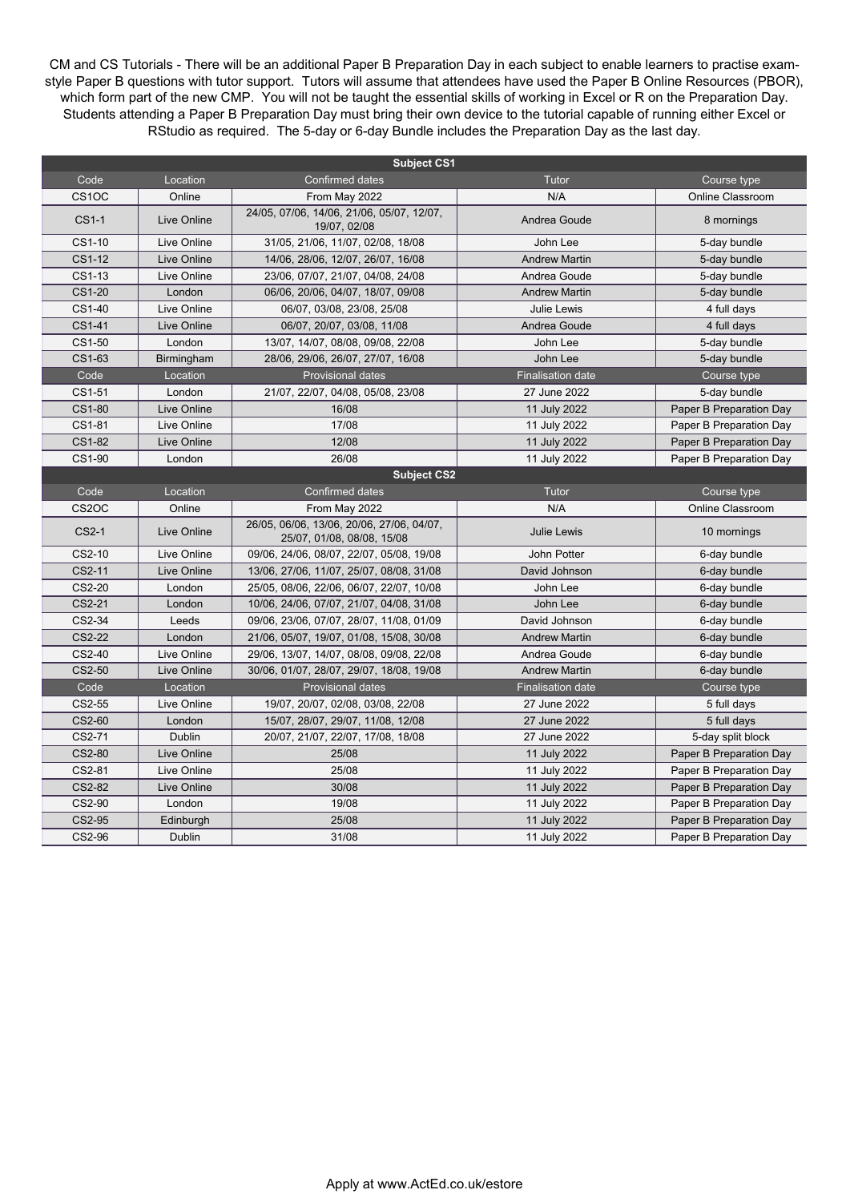CM and CS Tutorials - There will be an additional Paper B Preparation Day in each subject to enable learners to practise exam-style Paper B questions with tutor support. Tutors will assume that attendees have used the Paper B Online Resources (PBOR), which form part of the new CMP. You will not be taught the essential skills of working in Excel or R on the Preparation Day. Students attending a Paper B Preparation Day must bring their own device to the tutorial capable of running either Excel or RStudio as required. The 5-day or 6-day Bundle includes the Preparation Day as the last day.

| Subject CS1 | | | | |
|---|---|---|---|---|
| Code | Location | Confirmed dates | Tutor | Course type |
| CS1OC | Online | From May 2022 | N/A | Online Classroom |
| CS1-1 | Live Online | 24/05, 07/06, 14/06, 21/06, 05/07, 12/07, 19/07, 02/08 | Andrea Goude | 8 mornings |
| CS1-10 | Live Online | 31/05, 21/06, 11/07, 02/08, 18/08 | John Lee | 5-day bundle |
| CS1-12 | Live Online | 14/06, 28/06, 12/07, 26/07, 16/08 | Andrew Martin | 5-day bundle |
| CS1-13 | Live Online | 23/06, 07/07, 21/07, 04/08, 24/08 | Andrea Goude | 5-day bundle |
| CS1-20 | London | 06/06, 20/06, 04/07, 18/07, 09/08 | Andrew Martin | 5-day bundle |
| CS1-40 | Live Online | 06/07, 03/08, 23/08, 25/08 | Julie Lewis | 4 full days |
| CS1-41 | Live Online | 06/07, 20/07, 03/08, 11/08 | Andrea Goude | 4 full days |
| CS1-50 | London | 13/07, 14/07, 08/08, 09/08, 22/08 | John Lee | 5-day bundle |
| CS1-63 | Birmingham | 28/06, 29/06, 26/07, 27/07, 16/08 | John Lee | 5-day bundle |
| Code | Location | Provisional dates | Finalisation date | Course type |
| CS1-51 | London | 21/07, 22/07, 04/08, 05/08, 23/08 | 27 June 2022 | 5-day bundle |
| CS1-80 | Live Online | 16/08 | 11 July 2022 | Paper B Preparation Day |
| CS1-81 | Live Online | 17/08 | 11 July 2022 | Paper B Preparation Day |
| CS1-82 | Live Online | 12/08 | 11 July 2022 | Paper B Preparation Day |
| CS1-90 | London | 26/08 | 11 July 2022 | Paper B Preparation Day |

| Subject CS2 | | | | |
|---|---|---|---|---|
| Code | Location | Confirmed dates | Tutor | Course type |
| CS2OC | Online | From May 2022 | N/A | Online Classroom |
| CS2-1 | Live Online | 26/05, 06/06, 13/06, 20/06, 27/06, 04/07, 25/07, 01/08, 08/08, 15/08 | Julie Lewis | 10 mornings |
| CS2-10 | Live Online | 09/06, 24/06, 08/07, 22/07, 05/08, 19/08 | John Potter | 6-day bundle |
| CS2-11 | Live Online | 13/06, 27/06, 11/07, 25/07, 08/08, 31/08 | David Johnson | 6-day bundle |
| CS2-20 | London | 25/05, 08/06, 22/06, 06/07, 22/07, 10/08 | John Lee | 6-day bundle |
| CS2-21 | London | 10/06, 24/06, 07/07, 21/07, 04/08, 31/08 | John Lee | 6-day bundle |
| CS2-34 | Leeds | 09/06, 23/06, 07/07, 28/07, 11/08, 01/09 | David Johnson | 6-day bundle |
| CS2-22 | London | 21/06, 05/07, 19/07, 01/08, 15/08, 30/08 | Andrew Martin | 6-day bundle |
| CS2-40 | Live Online | 29/06, 13/07, 14/07, 08/08, 09/08, 22/08 | Andrea Goude | 6-day bundle |
| CS2-50 | Live Online | 30/06, 01/07, 28/07, 29/07, 18/08, 19/08 | Andrew Martin | 6-day bundle |
| Code | Location | Provisional dates | Finalisation date | Course type |
| CS2-55 | Live Online | 19/07, 20/07, 02/08, 03/08, 22/08 | 27 June 2022 | 5 full days |
| CS2-60 | London | 15/07, 28/07, 29/07, 11/08, 12/08 | 27 June 2022 | 5 full days |
| CS2-71 | Dublin | 20/07, 21/07, 22/07, 17/08, 18/08 | 27 June 2022 | 5-day split block |
| CS2-80 | Live Online | 25/08 | 11 July 2022 | Paper B Preparation Day |
| CS2-81 | Live Online | 25/08 | 11 July 2022 | Paper B Preparation Day |
| CS2-82 | Live Online | 30/08 | 11 July 2022 | Paper B Preparation Day |
| CS2-90 | London | 19/08 | 11 July 2022 | Paper B Preparation Day |
| CS2-95 | Edinburgh | 25/08 | 11 July 2022 | Paper B Preparation Day |
| CS2-96 | Dublin | 31/08 | 11 July 2022 | Paper B Preparation Day |

Apply at www.ActEd.co.uk/estore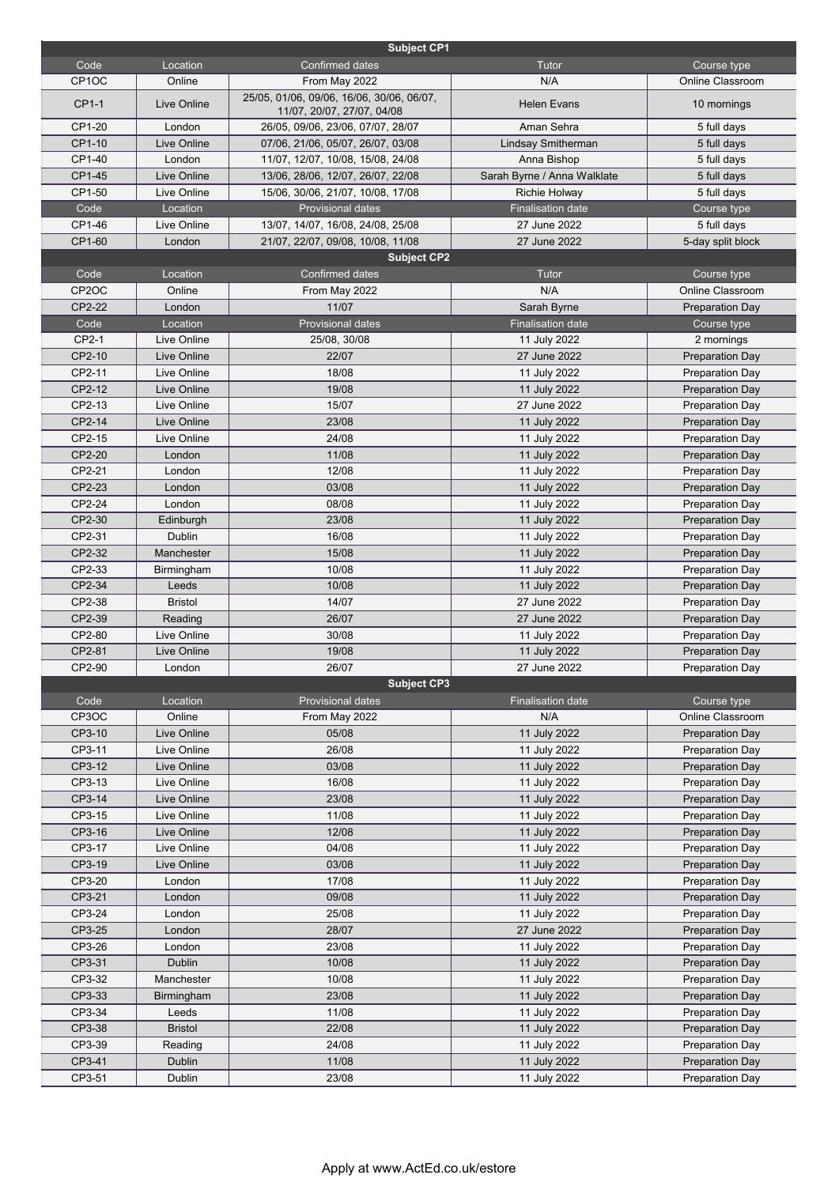## Subject CP1

| Code | Location | Confirmed dates | Tutor | Course type |
|---|---|---|---|---|
| CP1OC | Online | From May 2022 | N/A | Online Classroom |
| CP1-1 | Live Online | 25/05, 01/06, 09/06, 16/06, 30/06, 06/07, 11/07, 20/07, 27/07, 04/08 | Helen Evans | 10 mornings |
| CP1-20 | London | 26/05, 09/06, 23/06, 07/07, 28/07 | Aman Sehra | 5 full days |
| CP1-10 | Live Online | 07/06, 21/06, 05/07, 26/07, 03/08 | Lindsay Smitherman | 5 full days |
| CP1-40 | London | 11/07, 12/07, 10/08, 15/08, 24/08 | Anna Bishop | 5 full days |
| CP1-45 | Live Online | 13/06, 28/06, 12/07, 26/07, 22/08 | Sarah Byrne / Anna Walklate | 5 full days |
| CP1-50 | Live Online | 15/06, 30/06, 21/07, 10/08, 17/08 | Richie Holway | 5 full days |
| **Code** | **Location** | **Provisional dates** | **Finalisation date** | **Course type** |
| CP1-46 | Live Online | 13/07, 14/07, 16/08, 24/08, 25/08 | 27 June 2022 | 5 full days |
| CP1-60 | London | 21/07, 22/07, 09/08, 10/08, 11/08 | 27 June 2022 | 5-day split block |

## Subject CP2

| Code | Location | Confirmed dates | Tutor | Course type |
|---|---|---|---|---|
| CP2OC | Online | From May 2022 | N/A | Online Classroom |
| CP2-22 | London | 11/07 | Sarah Byrne | Preparation Day |
| **Code** | **Location** | **Provisional dates** | **Finalisation date** | **Course type** |
| CP2-1 | Live Online | 25/08, 30/08 | 11 July 2022 | 2 mornings |
| CP2-10 | Live Online | 22/07 | 27 June 2022 | Preparation Day |
| CP2-11 | Live Online | 18/08 | 11 July 2022 | Preparation Day |
| CP2-12 | Live Online | 19/08 | 11 July 2022 | Preparation Day |
| CP2-13 | Live Online | 15/07 | 27 June 2022 | Preparation Day |
| CP2-14 | Live Online | 23/08 | 11 July 2022 | Preparation Day |
| CP2-15 | Live Online | 24/08 | 11 July 2022 | Preparation Day |
| CP2-20 | London | 11/08 | 11 July 2022 | Preparation Day |
| CP2-21 | London | 12/08 | 11 July 2022 | Preparation Day |
| CP2-23 | London | 03/08 | 11 July 2022 | Preparation Day |
| CP2-24 | London | 08/08 | 11 July 2022 | Preparation Day |
| CP2-30 | Edinburgh | 23/08 | 11 July 2022 | Preparation Day |
| CP2-31 | Dublin | 16/08 | 11 July 2022 | Preparation Day |
| CP2-32 | Manchester | 15/08 | 11 July 2022 | Preparation Day |
| CP2-33 | Birmingham | 10/08 | 11 July 2022 | Preparation Day |
| CP2-34 | Leeds | 10/08 | 11 July 2022 | Preparation Day |
| CP2-38 | Bristol | 14/07 | 27 June 2022 | Preparation Day |
| CP2-39 | Reading | 26/07 | 27 June 2022 | Preparation Day |
| CP2-80 | Live Online | 30/08 | 11 July 2022 | Preparation Day |
| CP2-81 | Live Online | 19/08 | 11 July 2022 | Preparation Day |
| CP2-90 | London | 26/07 | 27 June 2022 | Preparation Day |

## Subject CP3

| Code | Location | Provisional dates | Finalisation date | Course type |
|---|---|---|---|---|
| CP3OC | Online | From May 2022 | N/A | Online Classroom |
| CP3-10 | Live Online | 05/08 | 11 July 2022 | Preparation Day |
| CP3-11 | Live Online | 26/08 | 11 July 2022 | Preparation Day |
| CP3-12 | Live Online | 03/08 | 11 July 2022 | Preparation Day |
| CP3-13 | Live Online | 16/08 | 11 July 2022 | Preparation Day |
| CP3-14 | Live Online | 23/08 | 11 July 2022 | Preparation Day |
| CP3-15 | Live Online | 11/08 | 11 July 2022 | Preparation Day |
| CP3-16 | Live Online | 12/08 | 11 July 2022 | Preparation Day |
| CP3-17 | Live Online | 04/08 | 11 July 2022 | Preparation Day |
| CP3-19 | Live Online | 03/08 | 11 July 2022 | Preparation Day |
| CP3-20 | London | 17/08 | 11 July 2022 | Preparation Day |
| CP3-21 | London | 09/08 | 11 July 2022 | Preparation Day |
| CP3-24 | London | 25/08 | 11 July 2022 | Preparation Day |
| CP3-25 | London | 28/07 | 27 June 2022 | Preparation Day |
| CP3-26 | London | 23/08 | 11 July 2022 | Preparation Day |
| CP3-31 | Dublin | 10/08 | 11 July 2022 | Preparation Day |
| CP3-32 | Manchester | 10/08 | 11 July 2022 | Preparation Day |
| CP3-33 | Birmingham | 23/08 | 11 July 2022 | Preparation Day |
| CP3-34 | Leeds | 11/08 | 11 July 2022 | Preparation Day |
| CP3-38 | Bristol | 22/08 | 11 July 2022 | Preparation Day |
| CP3-39 | Reading | 24/08 | 11 July 2022 | Preparation Day |
| CP3-41 | Dublin | 11/08 | 11 July 2022 | Preparation Day |
| CP3-51 | Dublin | 23/08 | 11 July 2022 | Preparation Day |

Apply at www.ActEd.co.uk/estore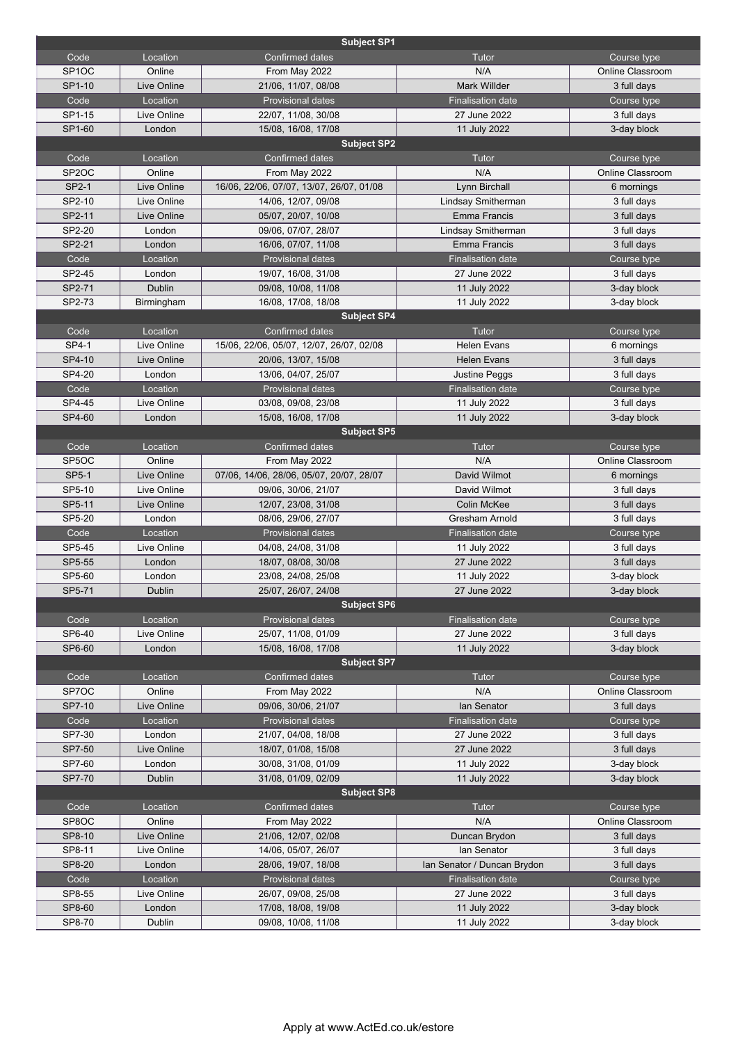## Subject SP1

| Code | Location | Confirmed dates | Tutor | Course type |
|---|---|---|---|---|
| SP1OC | Online | From May 2022 | N/A | Online Classroom |
| SP1-10 | Live Online | 21/06, 11/07, 08/08 | Mark Willder | 3 full days |
| **Code** | **Location** | **Provisional dates** | **Finalisation date** | **Course type** |
| SP1-15 | Live Online | 22/07, 11/08, 30/08 | 27 June 2022 | 3 full days |
| SP1-60 | London | 15/08, 16/08, 17/08 | 11 July 2022 | 3-day block |

## Subject SP2

| Code | Location | Confirmed dates | Tutor | Course type |
|---|---|---|---|---|
| SP2OC | Online | From May 2022 | N/A | Online Classroom |
| SP2-1 | Live Online | 16/06, 22/06, 07/07, 13/07, 26/07, 01/08 | Lynn Birchall | 6 mornings |
| SP2-10 | Live Online | 14/06, 12/07, 09/08 | Lindsay Smitherman | 3 full days |
| SP2-11 | Live Online | 05/07, 20/07, 10/08 | Emma Francis | 3 full days |
| SP2-20 | London | 09/06, 07/07, 28/07 | Lindsay Smitherman | 3 full days |
| SP2-21 | London | 16/06, 07/07, 11/08 | Emma Francis | 3 full days |
| **Code** | **Location** | **Provisional dates** | **Finalisation date** | **Course type** |
| SP2-45 | London | 19/07, 16/08, 31/08 | 27 June 2022 | 3 full days |
| SP2-71 | Dublin | 09/08, 10/08, 11/08 | 11 July 2022 | 3-day block |
| SP2-73 | Birmingham | 16/08, 17/08, 18/08 | 11 July 2022 | 3-day block |

## Subject SP4

| Code | Location | Confirmed dates | Tutor | Course type |
|---|---|---|---|---|
| SP4-1 | Live Online | 15/06, 22/06, 05/07, 12/07, 26/07, 02/08 | Helen Evans | 6 mornings |
| SP4-10 | Live Online | 20/06, 13/07, 15/08 | Helen Evans | 3 full days |
| SP4-20 | London | 13/06, 04/07, 25/07 | Justine Peggs | 3 full days |
| **Code** | **Location** | **Provisional dates** | **Finalisation date** | **Course type** |
| SP4-45 | Live Online | 03/08, 09/08, 23/08 | 11 July 2022 | 3 full days |
| SP4-60 | London | 15/08, 16/08, 17/08 | 11 July 2022 | 3-day block |

## Subject SP5

| Code | Location | Confirmed dates | Tutor | Course type |
|---|---|---|---|---|
| SP5OC | Online | From May 2022 | N/A | Online Classroom |
| SP5-1 | Live Online | 07/06, 14/06, 28/06, 05/07, 20/07, 28/07 | David Wilmot | 6 mornings |
| SP5-10 | Live Online | 09/06, 30/06, 21/07 | David Wilmot | 3 full days |
| SP5-11 | Live Online | 12/07, 23/08, 31/08 | Colin McKee | 3 full days |
| SP5-20 | London | 08/06, 29/06, 27/07 | Gresham Arnold | 3 full days |
| **Code** | **Location** | **Provisional dates** | **Finalisation date** | **Course type** |
| SP5-45 | Live Online | 04/08, 24/08, 31/08 | 11 July 2022 | 3 full days |
| SP5-55 | London | 18/07, 08/08, 30/08 | 27 June 2022 | 3 full days |
| SP5-60 | London | 23/08, 24/08, 25/08 | 11 July 2022 | 3-day block |
| SP5-71 | Dublin | 25/07, 26/07, 24/08 | 27 June 2022 | 3-day block |

## Subject SP6

| Code | Location | Provisional dates | Finalisation date | Course type |
|---|---|---|---|---|
| SP6-40 | Live Online | 25/07, 11/08, 01/09 | 27 June 2022 | 3 full days |
| SP6-60 | London | 15/08, 16/08, 17/08 | 11 July 2022 | 3-day block |

## Subject SP7

| Code | Location | Confirmed dates | Tutor | Course type |
|---|---|---|---|---|
| SP7OC | Online | From May 2022 | N/A | Online Classroom |
| SP7-10 | Live Online | 09/06, 30/06, 21/07 | Ian Senator | 3 full days |
| **Code** | **Location** | **Provisional dates** | **Finalisation date** | **Course type** |
| SP7-30 | London | 21/07, 04/08, 18/08 | 27 June 2022 | 3 full days |
| SP7-50 | Live Online | 18/07, 01/08, 15/08 | 27 June 2022 | 3 full days |
| SP7-60 | London | 30/08, 31/08, 01/09 | 11 July 2022 | 3-day block |
| SP7-70 | Dublin | 31/08, 01/09, 02/09 | 11 July 2022 | 3-day block |

## Subject SP8

| Code | Location | Confirmed dates | Tutor | Course type |
|---|---|---|---|---|
| SP8OC | Online | From May 2022 | N/A | Online Classroom |
| SP8-10 | Live Online | 21/06, 12/07, 02/08 | Duncan Brydon | 3 full days |
| SP8-11 | Live Online | 14/06, 05/07, 26/07 | Ian Senator | 3 full days |
| SP8-20 | London | 28/06, 19/07, 18/08 | Ian Senator / Duncan Brydon | 3 full days |
| **Code** | **Location** | **Provisional dates** | **Finalisation date** | **Course type** |
| SP8-55 | Live Online | 26/07, 09/08, 25/08 | 27 June 2022 | 3 full days |
| SP8-60 | London | 17/08, 18/08, 19/08 | 11 July 2022 | 3-day block |
| SP8-70 | Dublin | 09/08, 10/08, 11/08 | 11 July 2022 | 3-day block |

Apply at www.ActEd.co.uk/estore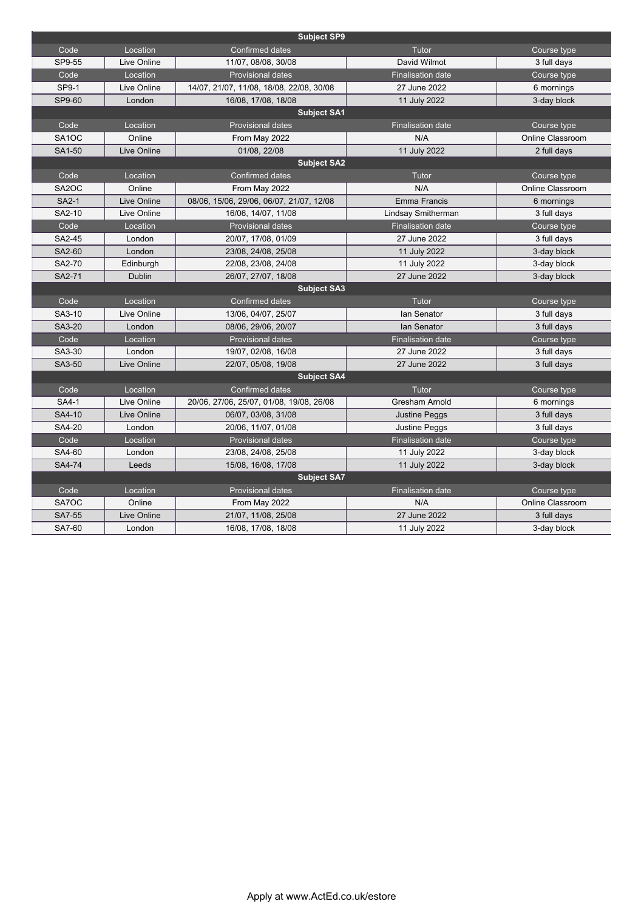## Subject SP9

| Code | Location | Confirmed dates | Tutor | Course type |
|---|---|---|---|---|
| SP9-55 | Live Online | 11/07, 08/08, 30/08 | David Wilmot | 3 full days |
| **Code** | **Location** | **Provisional dates** | **Finalisation date** | **Course type** |
| SP9-1 | Live Online | 14/07, 21/07, 11/08, 18/08, 22/08, 30/08 | 27 June 2022 | 6 mornings |
| SP9-60 | London | 16/08, 17/08, 18/08 | 11 July 2022 | 3-day block |

## Subject SA1

| Code | Location | Provisional dates | Finalisation date | Course type |
|---|---|---|---|---|
| SA1OC | Online | From May 2022 | N/A | Online Classroom |
| SA1-50 | Live Online | 01/08, 22/08 | 11 July 2022 | 2 full days |

## Subject SA2

| Code | Location | Confirmed dates | Tutor | Course type |
|---|---|---|---|---|
| SA2OC | Online | From May 2022 | N/A | Online Classroom |
| SA2-1 | Live Online | 08/06, 15/06, 29/06, 06/07, 21/07, 12/08 | Emma Francis | 6 mornings |
| SA2-10 | Live Online | 16/06, 14/07, 11/08 | Lindsay Smitherman | 3 full days |
| **Code** | **Location** | **Provisional dates** | **Finalisation date** | **Course type** |
| SA2-45 | London | 20/07, 17/08, 01/09 | 27 June 2022 | 3 full days |
| SA2-60 | London | 23/08, 24/08, 25/08 | 11 July 2022 | 3-day block |
| SA2-70 | Edinburgh | 22/08, 23/08, 24/08 | 11 July 2022 | 3-day block |
| SA2-71 | Dublin | 26/07, 27/07, 18/08 | 27 June 2022 | 3-day block |

## Subject SA3

| Code | Location | Confirmed dates | Tutor | Course type |
|---|---|---|---|---|
| SA3-10 | Live Online | 13/06, 04/07, 25/07 | Ian Senator | 3 full days |
| SA3-20 | London | 08/06, 29/06, 20/07 | Ian Senator | 3 full days |
| **Code** | **Location** | **Provisional dates** | **Finalisation date** | **Course type** |
| SA3-30 | London | 19/07, 02/08, 16/08 | 27 June 2022 | 3 full days |
| SA3-50 | Live Online | 22/07, 05/08, 19/08 | 27 June 2022 | 3 full days |

## Subject SA4

| Code | Location | Confirmed dates | Tutor | Course type |
|---|---|---|---|---|
| SA4-1 | Live Online | 20/06, 27/06, 25/07, 01/08, 19/08, 26/08 | Gresham Arnold | 6 mornings |
| SA4-10 | Live Online | 06/07, 03/08, 31/08 | Justine Peggs | 3 full days |
| SA4-20 | London | 20/06, 11/07, 01/08 | Justine Peggs | 3 full days |
| **Code** | **Location** | **Provisional dates** | **Finalisation date** | **Course type** |
| SA4-60 | London | 23/08, 24/08, 25/08 | 11 July 2022 | 3-day block |
| SA4-74 | Leeds | 15/08, 16/08, 17/08 | 11 July 2022 | 3-day block |

## Subject SA7

| Code | Location | Provisional dates | Finalisation date | Course type |
|---|---|---|---|---|
| SA7OC | Online | From May 2022 | N/A | Online Classroom |
| SA7-55 | Live Online | 21/07, 11/08, 25/08 | 27 June 2022 | 3 full days |
| SA7-60 | London | 16/08, 17/08, 18/08 | 11 July 2022 | 3-day block |

Apply at www.ActEd.co.uk/estore